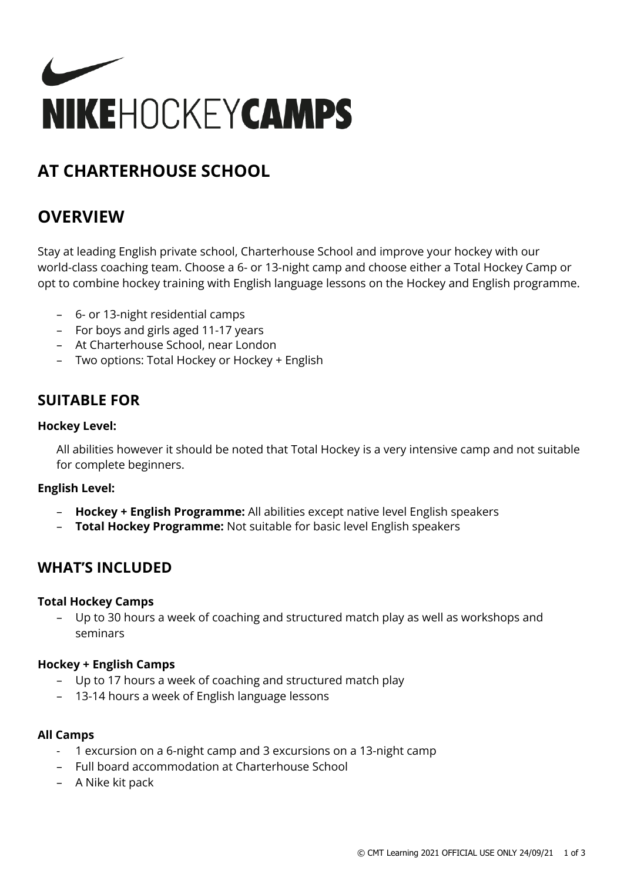# NIKEHOCKEYCAMPS

## AT CHARTERHOUSE SCHOOL

## OVERVIEW

Stay at leading English private school, Charterhouse School and improve your hockey with our world-class coaching team. Choose a 6- or 13-night camp and choose either a Total Hockey Camp or opt to combine hockey training with English language lessons on the Hockey and English programme.

- 6- or 13-night residential camps
- For boys and girls aged 11-17 years
- At Charterhouse School, near London
- Two options: Total Hockey or Hockey + English

### SUITABLE FOR

**Hockey Level:**

All abilities however it should be noted that Total Hockey is a very intensive camp and not suitable for complete beginners.

**English Level:**

- **Hockey + English Programme:** All abilities except native level English speakers
- **Total Hockey Programme:** Not suitable for basic level English speakers

### WHAT'S INCLUDED

**Total Hockey Camps**

- Up to 30 hours a week of coaching and structured match play as well as workshops and seminars

**Hockey + English Camps**

- Up to 17 hours a week of coaching and structured match play
- 13-14 hours a week of English language lessons

**All Camps**

- 1 excursion on a 6-night camp and 3 excursions on a 13-night camp
- Full board accommodation at Charterhouse School
- A Nike kit pack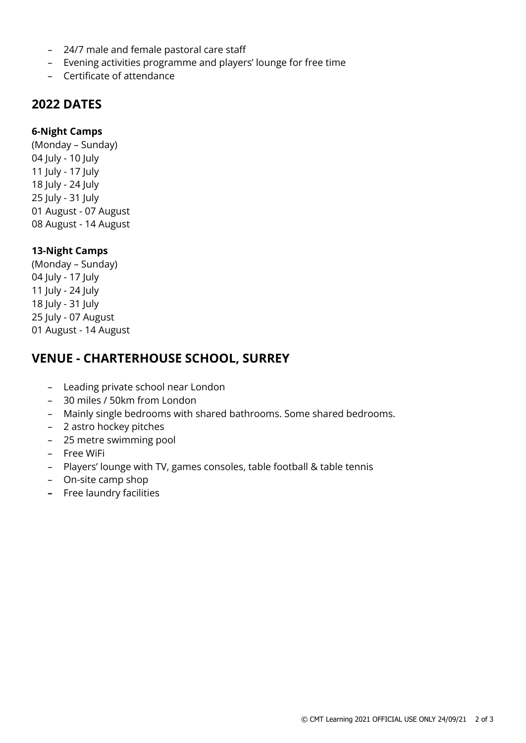- 24/7 male and female pastoral care staff
- Evening activities programme and players' lounge for free time
- Certificate of attendance

## 2022 DATES

**6-Night Camps**

(Monday – Sunday)
04 July - 10 July
11 July - 17 July
18 July - 24 July
25 July - 31 July
01 August - 07 August
08 August - 14 August

**13-Night Camps**

(Monday – Sunday)
04 July - 17 July
11 July - 24 July
18 July - 31 July
25 July - 07 August
01 August - 14 August

## VENUE - CHARTERHOUSE SCHOOL, SURREY

- Leading private school near London
- 30 miles / 50km from London
- Mainly single bedrooms with shared bathrooms. Some shared bedrooms.
- 2 astro hockey pitches
- 25 metre swimming pool
- Free WiFi
- Players' lounge with TV, games consoles, table football & table tennis
- On-site camp shop
- Free laundry facilities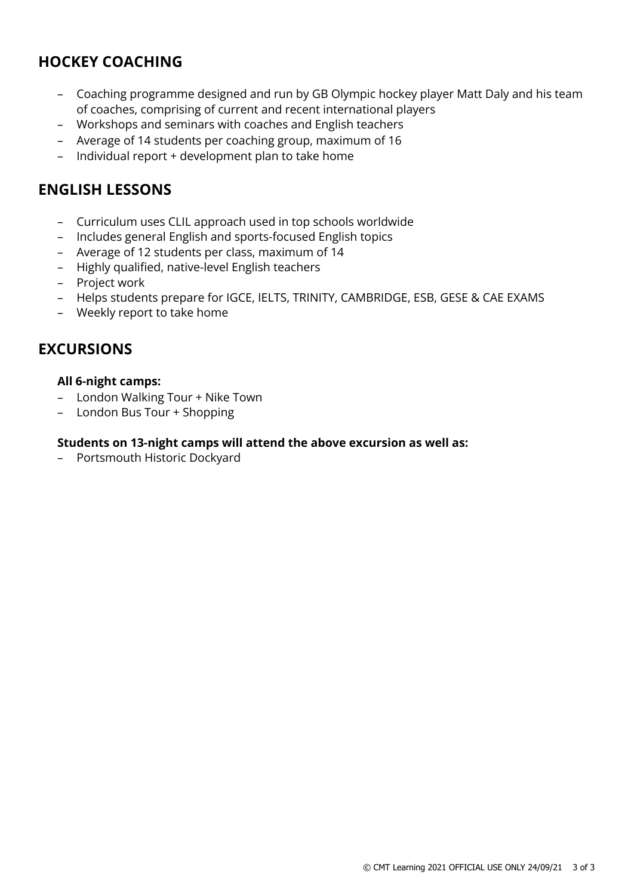## HOCKEY COACHING

- Coaching programme designed and run by GB Olympic hockey player Matt Daly and his team of coaches, comprising of current and recent international players
- Workshops and seminars with coaches and English teachers
- Average of 14 students per coaching group, maximum of 16
- Individual report + development plan to take home

## ENGLISH LESSONS

- Curriculum uses CLIL approach used in top schools worldwide
- Includes general English and sports-focused English topics
- Average of 12 students per class, maximum of 14
- Highly qualified, native-level English teachers
- Project work
- Helps students prepare for IGCE, IELTS, TRINITY, CAMBRIDGE, ESB, GESE & CAE EXAMS
- Weekly report to take home

## EXCURSIONS

**All 6-night camps:**

- London Walking Tour + Nike Town
- London Bus Tour + Shopping

**Students on 13-night camps will attend the above excursion as well as:**

- Portsmouth Historic Dockyard